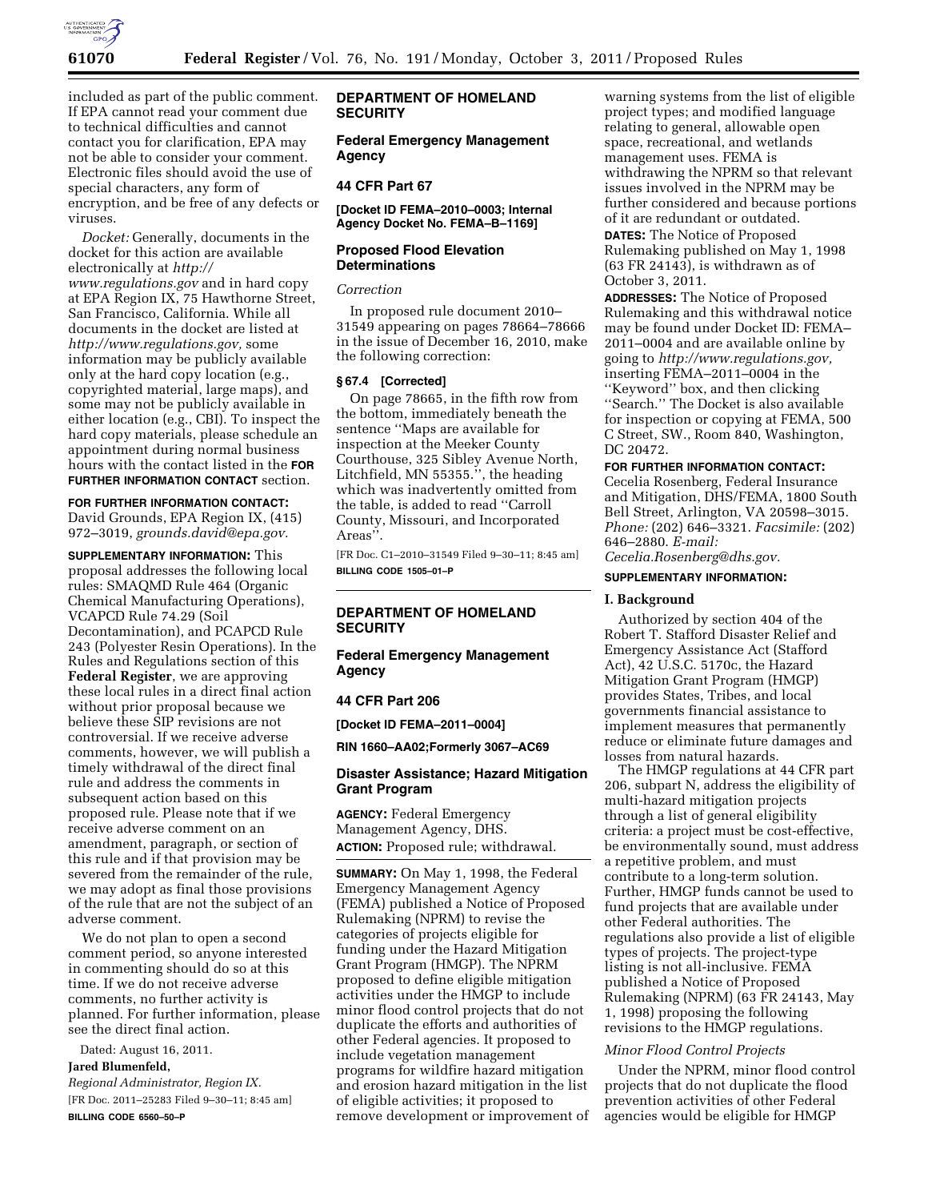included as part of the public comment. If EPA cannot read your comment due to technical difficulties and cannot contact you for clarification, EPA may not be able to consider your comment. Electronic files should avoid the use of special characters, any form of encryption, and be free of any defects or viruses.

*Docket:* Generally, documents in the docket for this action are available electronically at *http://www.regulations.gov* and in hard copy at EPA Region IX, 75 Hawthorne Street, San Francisco, California. While all documents in the docket are listed at *http://www.regulations.gov,* some information may be publicly available only at the hard copy location (e.g., copyrighted material, large maps), and some may not be publicly available in either location (e.g., CBI). To inspect the hard copy materials, please schedule an appointment during normal business hours with the contact listed in the **FOR FURTHER INFORMATION CONTACT** section.

**FOR FURTHER INFORMATION CONTACT:** David Grounds, EPA Region IX, (415) 972–3019, *grounds.david@epa.gov.*

**SUPPLEMENTARY INFORMATION:** This proposal addresses the following local rules: SMAQMD Rule 464 (Organic Chemical Manufacturing Operations), VCAPCD Rule 74.29 (Soil Decontamination), and PCAPCD Rule 243 (Polyester Resin Operations). In the Rules and Regulations section of this **Federal Register**, we are approving these local rules in a direct final action without prior proposal because we believe these SIP revisions are not controversial. If we receive adverse comments, however, we will publish a timely withdrawal of the direct final rule and address the comments in subsequent action based on this proposed rule. Please note that if we receive adverse comment on an amendment, paragraph, or section of this rule and if that provision may be severed from the remainder of the rule, we may adopt as final those provisions of the rule that are not the subject of an adverse comment.

We do not plan to open a second comment period, so anyone interested in commenting should do so at this time. If we do not receive adverse comments, no further activity is planned. For further information, please see the direct final action.

Dated: August 16, 2011.

**Jared Blumenfeld,**

*Regional Administrator, Region IX.*

[FR Doc. 2011–25283 Filed 9–30–11; 8:45 am]

**BILLING CODE 6560–50–P**

## DEPARTMENT OF HOMELAND SECURITY

### Federal Emergency Management Agency

### 44 CFR Part 67

**[Docket ID FEMA–2010–0003; Internal Agency Docket No. FEMA–B–1169]**

### Proposed Flood Elevation Determinations

*Correction*

In proposed rule document 2010–31549 appearing on pages 78664–78666 in the issue of December 16, 2010, make the following correction:

#### § 67.4 [Corrected]

On page 78665, in the fifth row from the bottom, immediately beneath the sentence ''Maps are available for inspection at the Meeker County Courthouse, 325 Sibley Avenue North, Litchfield, MN 55355.'', the heading which was inadvertently omitted from the table, is added to read ''Carroll County, Missouri, and Incorporated Areas''.

[FR Doc. C1–2010–31549 Filed 9–30–11; 8:45 am]

**BILLING CODE 1505–01–P**

## DEPARTMENT OF HOMELAND SECURITY

### Federal Emergency Management Agency

### 44 CFR Part 206

**[Docket ID FEMA–2011–0004]**

**RIN 1660–AA02;Formerly 3067–AC69**

### Disaster Assistance; Hazard Mitigation Grant Program

**AGENCY:** Federal Emergency Management Agency, DHS.

**ACTION:** Proposed rule; withdrawal.

**SUMMARY:** On May 1, 1998, the Federal Emergency Management Agency (FEMA) published a Notice of Proposed Rulemaking (NPRM) to revise the categories of projects eligible for funding under the Hazard Mitigation Grant Program (HMGP). The NPRM proposed to define eligible mitigation activities under the HMGP to include minor flood control projects that do not duplicate the efforts and authorities of other Federal agencies. It proposed to include vegetation management programs for wildfire hazard mitigation and erosion hazard mitigation in the list of eligible activities; it proposed to remove development or improvement of warning systems from the list of eligible project types; and modified language relating to general, allowable open space, recreational, and wetlands management uses. FEMA is withdrawing the NPRM so that relevant issues involved in the NPRM may be further considered and because portions of it are redundant or outdated.

**DATES:** The Notice of Proposed Rulemaking published on May 1, 1998 (63 FR 24143), is withdrawn as of October 3, 2011.

**ADDRESSES:** The Notice of Proposed Rulemaking and this withdrawal notice may be found under Docket ID: FEMA–2011–0004 and are available online by going to *http://www.regulations.gov,* inserting FEMA–2011–0004 in the ''Keyword'' box, and then clicking ''Search.'' The Docket is also available for inspection or copying at FEMA, 500 C Street, SW., Room 840, Washington, DC 20472.

**FOR FURTHER INFORMATION CONTACT:** Cecelia Rosenberg, Federal Insurance and Mitigation, DHS/FEMA, 1800 South Bell Street, Arlington, VA 20598–3015. *Phone:* (202) 646–3321. *Facsimile:* (202) 646–2880. *E-mail: Cecelia.Rosenberg@dhs.gov.*

**SUPPLEMENTARY INFORMATION:**

#### I. Background

Authorized by section 404 of the Robert T. Stafford Disaster Relief and Emergency Assistance Act (Stafford Act), 42 U.S.C. 5170c, the Hazard Mitigation Grant Program (HMGP) provides States, Tribes, and local governments financial assistance to implement measures that permanently reduce or eliminate future damages and losses from natural hazards.

The HMGP regulations at 44 CFR part 206, subpart N, address the eligibility of multi-hazard mitigation projects through a list of general eligibility criteria: a project must be cost-effective, be environmentally sound, must address a repetitive problem, and must contribute to a long-term solution. Further, HMGP funds cannot be used to fund projects that are available under other Federal authorities. The regulations also provide a list of eligible types of projects. The project-type listing is not all-inclusive. FEMA published a Notice of Proposed Rulemaking (NPRM) (63 FR 24143, May 1, 1998) proposing the following revisions to the HMGP regulations.

*Minor Flood Control Projects*

Under the NPRM, minor flood control projects that do not duplicate the flood prevention activities of other Federal agencies would be eligible for HMGP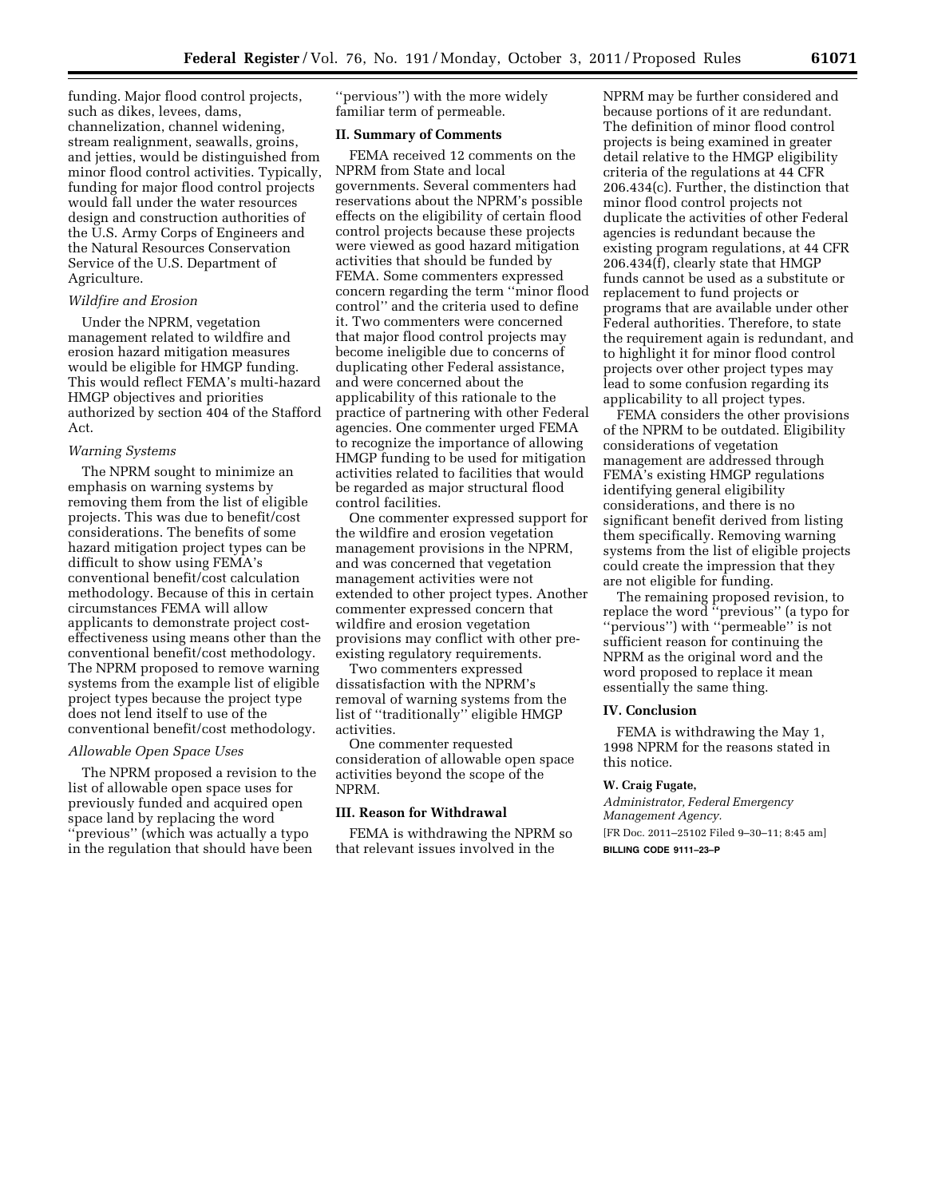funding. Major flood control projects, such as dikes, levees, dams, channelization, channel widening, stream realignment, seawalls, groins, and jetties, would be distinguished from minor flood control activities. Typically, funding for major flood control projects would fall under the water resources design and construction authorities of the U.S. Army Corps of Engineers and the Natural Resources Conservation Service of the U.S. Department of Agriculture.

*Wildfire and Erosion*

Under the NPRM, vegetation management related to wildfire and erosion hazard mitigation measures would be eligible for HMGP funding. This would reflect FEMA's multi-hazard HMGP objectives and priorities authorized by section 404 of the Stafford Act.

*Warning Systems*

The NPRM sought to minimize an emphasis on warning systems by removing them from the list of eligible projects. This was due to benefit/cost considerations. The benefits of some hazard mitigation project types can be difficult to show using FEMA's conventional benefit/cost calculation methodology. Because of this in certain circumstances FEMA will allow applicants to demonstrate project cost-effectiveness using means other than the conventional benefit/cost methodology. The NPRM proposed to remove warning systems from the example list of eligible project types because the project type does not lend itself to use of the conventional benefit/cost methodology.

*Allowable Open Space Uses*

The NPRM proposed a revision to the list of allowable open space uses for previously funded and acquired open space land by replacing the word ''previous'' (which was actually a typo in the regulation that should have been ''pervious'') with the more widely familiar term of permeable.

## II. Summary of Comments

FEMA received 12 comments on the NPRM from State and local governments. Several commenters had reservations about the NPRM's possible effects on the eligibility of certain flood control projects because these projects were viewed as good hazard mitigation activities that should be funded by FEMA. Some commenters expressed concern regarding the term ''minor flood control'' and the criteria used to define it. Two commenters were concerned that major flood control projects may become ineligible due to concerns of duplicating other Federal assistance, and were concerned about the applicability of this rationale to the practice of partnering with other Federal agencies. One commenter urged FEMA to recognize the importance of allowing HMGP funding to be used for mitigation activities related to facilities that would be regarded as major structural flood control facilities.

One commenter expressed support for the wildfire and erosion vegetation management provisions in the NPRM, and was concerned that vegetation management activities were not extended to other project types. Another commenter expressed concern that wildfire and erosion vegetation provisions may conflict with other pre-existing regulatory requirements.

Two commenters expressed dissatisfaction with the NPRM's removal of warning systems from the list of ''traditionally'' eligible HMGP activities.

One commenter requested consideration of allowable open space activities beyond the scope of the NPRM.

## III. Reason for Withdrawal

FEMA is withdrawing the NPRM so that relevant issues involved in the NPRM may be further considered and because portions of it are redundant. The definition of minor flood control projects is being examined in greater detail relative to the HMGP eligibility criteria of the regulations at 44 CFR 206.434(c). Further, the distinction that minor flood control projects not duplicate the activities of other Federal agencies is redundant because the existing program regulations, at 44 CFR 206.434(f), clearly state that HMGP funds cannot be used as a substitute or replacement to fund projects or programs that are available under other Federal authorities. Therefore, to state the requirement again is redundant, and to highlight it for minor flood control projects over other project types may lead to some confusion regarding its applicability to all project types.

FEMA considers the other provisions of the NPRM to be outdated. Eligibility considerations of vegetation management are addressed through FEMA's existing HMGP regulations identifying general eligibility considerations, and there is no significant benefit derived from listing them specifically. Removing warning systems from the list of eligible projects could create the impression that they are not eligible for funding.

The remaining proposed revision, to replace the word ''previous'' (a typo for ''pervious'') with ''permeable'' is not sufficient reason for continuing the NPRM as the original word and the word proposed to replace it mean essentially the same thing.

## IV. Conclusion

FEMA is withdrawing the May 1, 1998 NPRM for the reasons stated in this notice.

**W. Craig Fugate,**

*Administrator, Federal Emergency Management Agency.*

[FR Doc. 2011–25102 Filed 9–30–11; 8:45 am]

**BILLING CODE 9111–23–P**